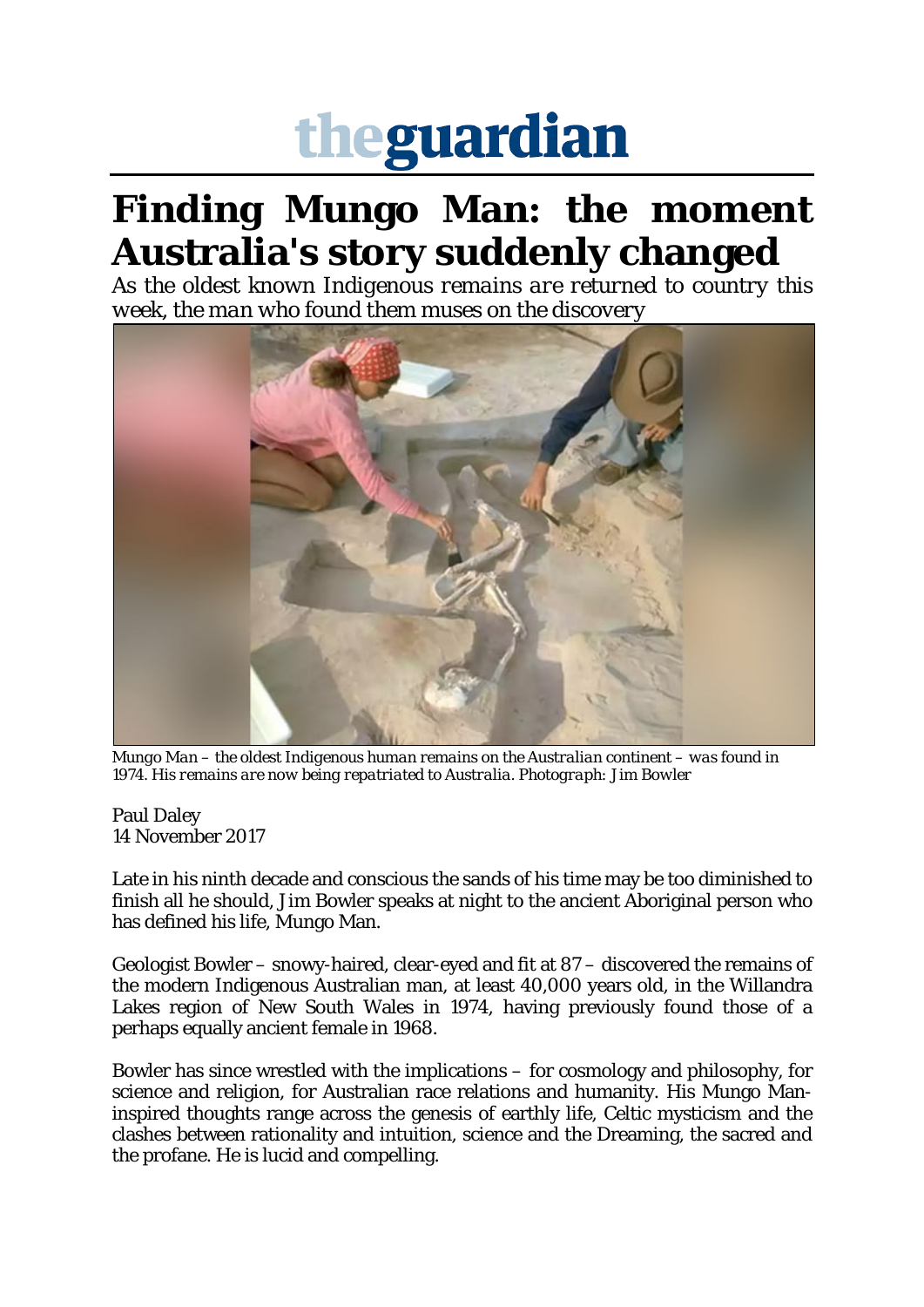# theguardian

# Finding Mungo Man: the moment Australia's story suddenly changed

*As the oldest known Indigenous remains are returned to country this week, the man who found them muses on the discovery*

*Mungo Man – the oldest Indigenous human remains on the Australian continent – was found in 1974. His remains are now being repatriated to Australia. Photograph: Jim Bowler*

Paul Daley
14 November 2017

Late in his ninth decade and conscious the sands of his time may be too diminished to finish all he should, Jim Bowler speaks at night to the ancient Aboriginal person who has defined his life, Mungo Man.

Geologist Bowler – snowy-haired, clear-eyed and fit at 87 – discovered the remains of the modern Indigenous Australian man, at least 40,000 years old, in the Willandra Lakes region of New South Wales in 1974, having previously found those of a perhaps equally ancient female in 1968.

Bowler has since wrestled with the implications – for cosmology and philosophy, for science and religion, for Australian race relations and humanity. His Mungo Man-inspired thoughts range across the genesis of earthly life, Celtic mysticism and the clashes between rationality and intuition, science and the Dreaming, the sacred and the profane. He is lucid and compelling.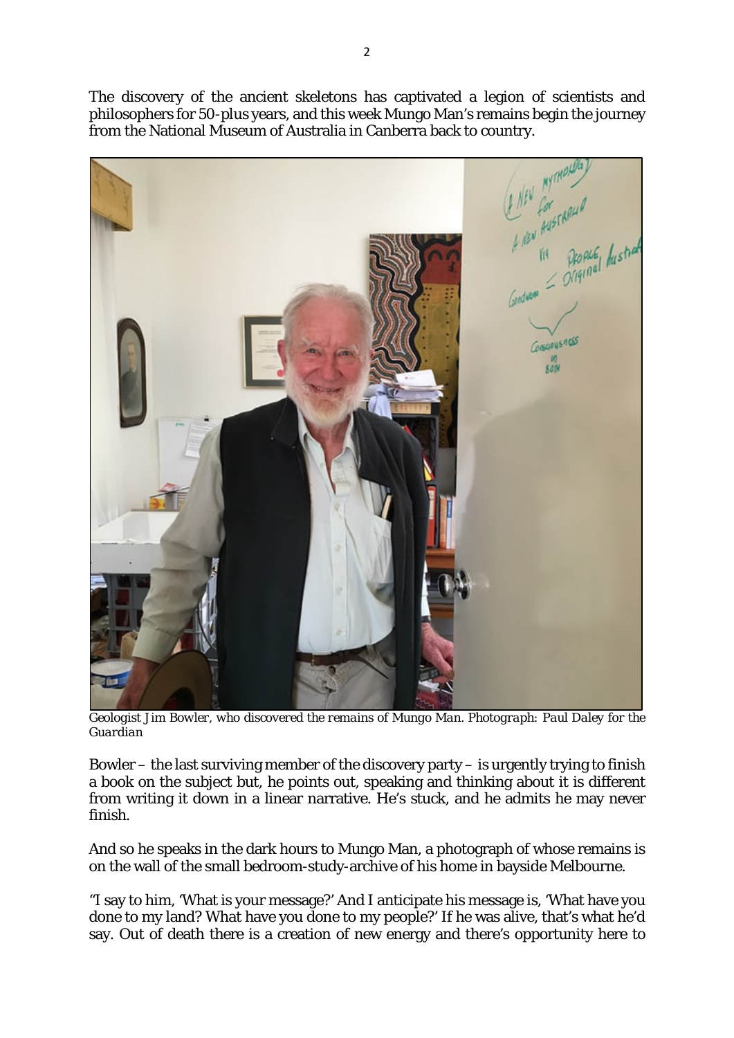The discovery of the ancient skeletons has captivated a legion of scientists and philosophers for 50-plus years, and this week Mungo Man's remains begin the journey from the National Museum of Australia in Canberra back to country.

*Geologist Jim Bowler, who discovered the remains of Mungo Man. Photograph: Paul Daley for the Guardian*

Bowler – the last surviving member of the discovery party – is urgently trying to finish a book on the subject but, he points out, speaking and thinking about it is different from writing it down in a linear narrative. He's stuck, and he admits he may never finish.

And so he speaks in the dark hours to Mungo Man, a photograph of whose remains is on the wall of the small bedroom-study-archive of his home in bayside Melbourne.

"I say to him, 'What is your message?' And I anticipate his message is, 'What have you done to my land? What have you done to my people?' If he was alive, that's what he'd say. Out of death there is a creation of new energy and there's opportunity here to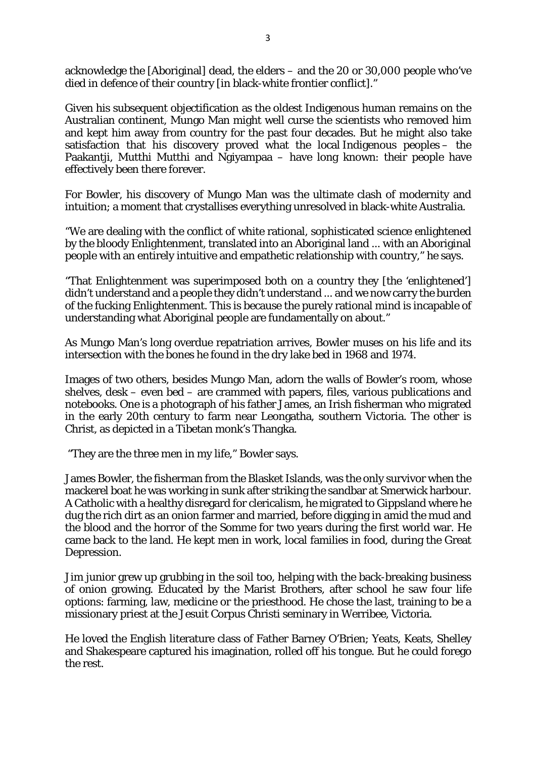acknowledge the [Aboriginal] dead, the elders – and the 20 or 30,000 people who've died in defence of their country [in black-white frontier conflict]."

Given his subsequent objectification as the oldest Indigenous human remains on the Australian continent, Mungo Man might well curse the scientists who removed him and kept him away from country for the past four decades. But he might also take satisfaction that his discovery proved what the local Indigenous peoples – the Paakantji, Mutthi Mutthi and Ngiyampaa – have long known: their people have effectively been there forever.

For Bowler, his discovery of Mungo Man was the ultimate clash of modernity and intuition; a moment that crystallises everything unresolved in black-white Australia.

"We are dealing with the conflict of white rational, sophisticated science enlightened by the bloody Enlightenment, translated into an Aboriginal land ... with an Aboriginal people with an entirely intuitive and empathetic relationship with country," he says.

"That Enlightenment was superimposed both on a country they [the 'enlightened'] didn't understand and a people they didn't understand ... and we now carry the burden of the fucking Enlightenment. This is because the purely rational mind is incapable of understanding what Aboriginal people are fundamentally on about."

As Mungo Man's long overdue repatriation arrives, Bowler muses on his life and its intersection with the bones he found in the dry lake bed in 1968 and 1974.

Images of two others, besides Mungo Man, adorn the walls of Bowler's room, whose shelves, desk – even bed – are crammed with papers, files, various publications and notebooks. One is a photograph of his father James, an Irish fisherman who migrated in the early 20th century to farm near Leongatha, southern Victoria. The other is Christ, as depicted in a Tibetan monk's Thangka.

"They are the three men in my life," Bowler says.

James Bowler, the fisherman from the Blasket Islands, was the only survivor when the mackerel boat he was working in sunk after striking the sandbar at Smerwick harbour. A Catholic with a healthy disregard for clericalism, he migrated to Gippsland where he dug the rich dirt as an onion farmer and married, before digging in amid the mud and the blood and the horror of the Somme for two years during the first world war. He came back to the land. He kept men in work, local families in food, during the Great Depression.

Jim junior grew up grubbing in the soil too, helping with the back-breaking business of onion growing. Educated by the Marist Brothers, after school he saw four life options: farming, law, medicine or the priesthood. He chose the last, training to be a missionary priest at the Jesuit Corpus Christi seminary in Werribee, Victoria.

He loved the English literature class of Father Barney O'Brien; Yeats, Keats, Shelley and Shakespeare captured his imagination, rolled off his tongue. But he could forego the rest.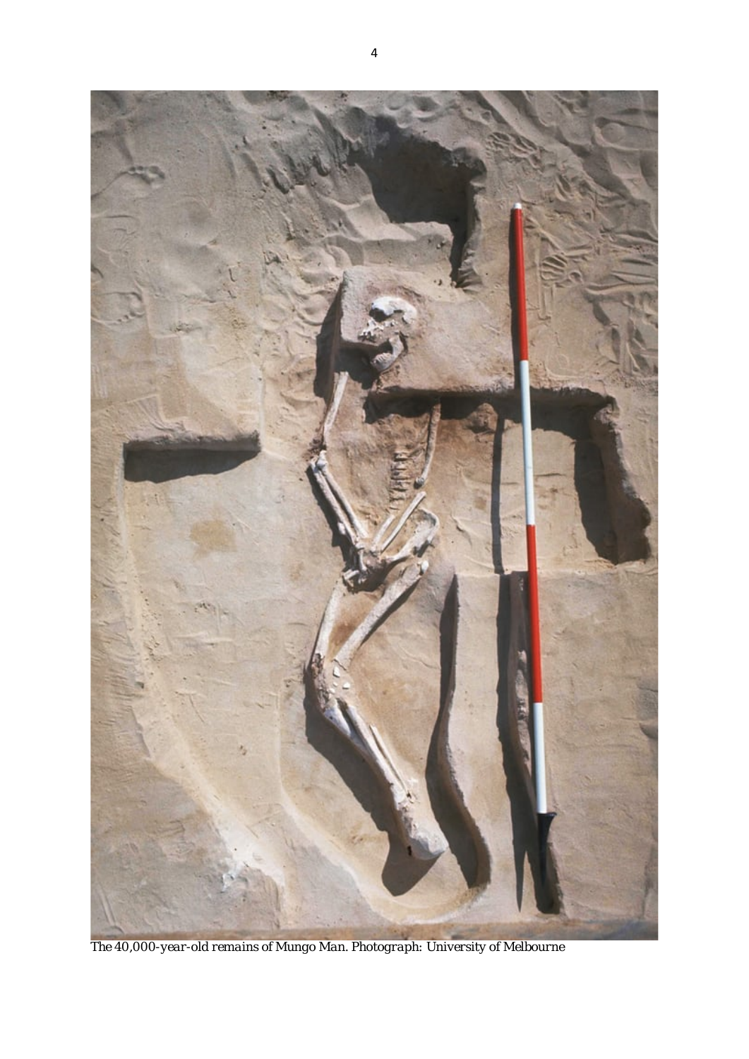*The 40,000-year-old remains of Mungo Man. Photograph: University of Melbourne*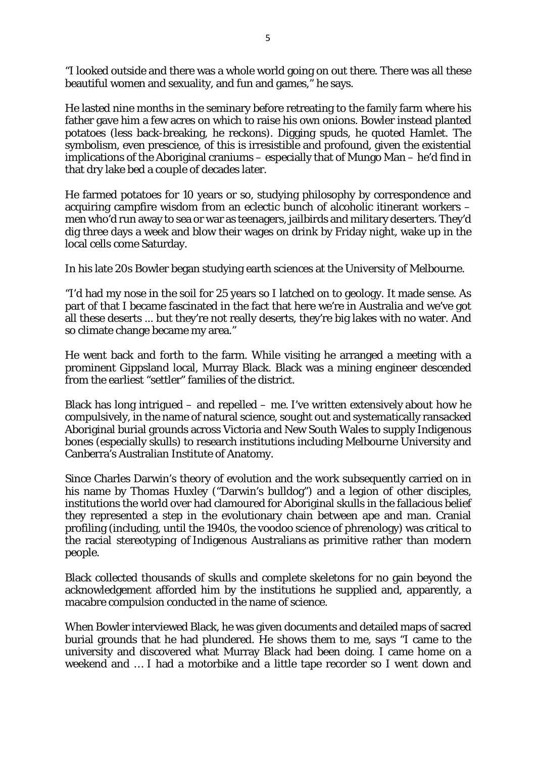"I looked outside and there was a whole world going on out there. There was all these beautiful women and sexuality, and fun and games," he says.

He lasted nine months in the seminary before retreating to the family farm where his father gave him a few acres on which to raise his own onions. Bowler instead planted potatoes (less back-breaking, he reckons). Digging spuds, he quoted Hamlet. The symbolism, even prescience, of this is irresistible and profound, given the existential implications of the Aboriginal craniums – especially that of Mungo Man – he'd find in that dry lake bed a couple of decades later.

He farmed potatoes for 10 years or so, studying philosophy by correspondence and acquiring campfire wisdom from an eclectic bunch of alcoholic itinerant workers – men who'd run away to sea or war as teenagers, jailbirds and military deserters. They'd dig three days a week and blow their wages on drink by Friday night, wake up in the local cells come Saturday.

In his late 20s Bowler began studying earth sciences at the University of Melbourne.

"I'd had my nose in the soil for 25 years so I latched on to geology. It made sense. As part of that I became fascinated in the fact that here we're in Australia and we've got all these deserts ... but they're not really deserts, they're big lakes with no water. And so climate change became my area."

He went back and forth to the farm. While visiting he arranged a meeting with a prominent Gippsland local, Murray Black. Black was a mining engineer descended from the earliest "settler" families of the district.

Black has long intrigued – and repelled – me. I've written extensively about how he compulsively, in the name of natural science, sought out and systematically ransacked Aboriginal burial grounds across Victoria and New South Wales to supply Indigenous bones (especially skulls) to research institutions including Melbourne University and Canberra's Australian Institute of Anatomy.

Since Charles Darwin's theory of evolution and the work subsequently carried on in his name by Thomas Huxley ("Darwin's bulldog") and a legion of other disciples, institutions the world over had clamoured for Aboriginal skulls in the fallacious belief they represented a step in the evolutionary chain between ape and man. Cranial profiling (including, until the 1940s, the voodoo science of phrenology) was critical to the racial stereotyping of Indigenous Australians as primitive rather than modern people.

Black collected thousands of skulls and complete skeletons for no gain beyond the acknowledgement afforded him by the institutions he supplied and, apparently, a macabre compulsion conducted in the name of science.

When Bowler interviewed Black, he was given documents and detailed maps of sacred burial grounds that he had plundered. He shows them to me, says "I came to the university and discovered what Murray Black had been doing. I came home on a weekend and … I had a motorbike and a little tape recorder so I went down and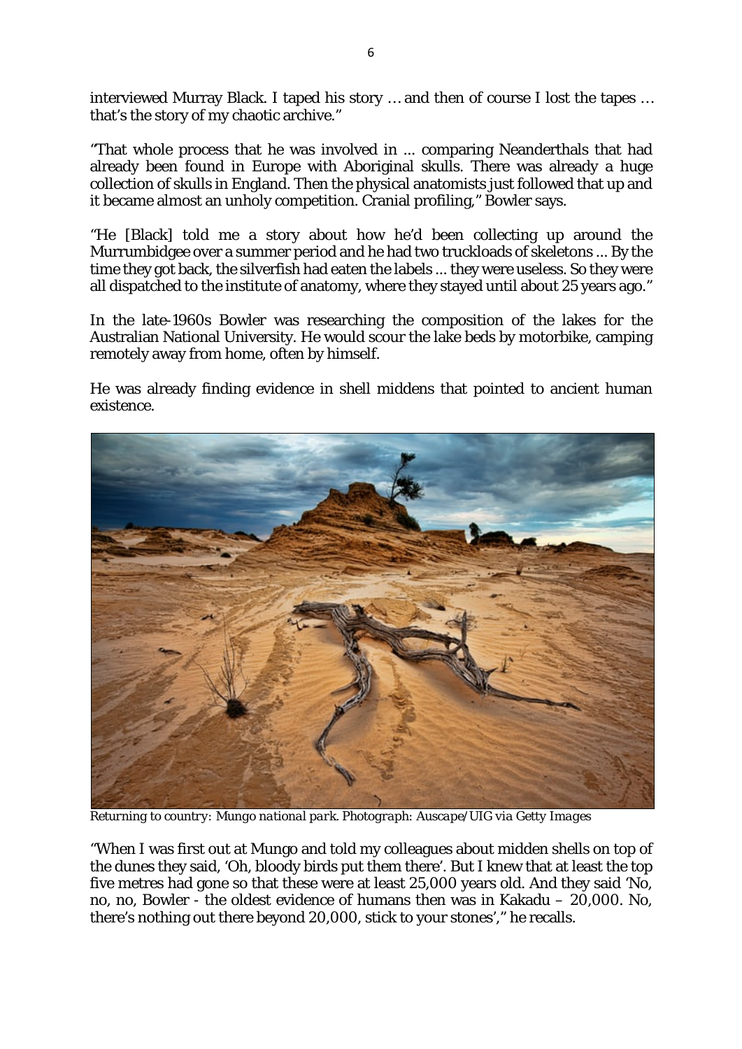interviewed Murray Black. I taped his story … and then of course I lost the tapes … that's the story of my chaotic archive."

"That whole process that he was involved in ... comparing Neanderthals that had already been found in Europe with Aboriginal skulls. There was already a huge collection of skulls in England. Then the physical anatomists just followed that up and it became almost an unholy competition. Cranial profiling," Bowler says.

"He [Black] told me a story about how he'd been collecting up around the Murrumbidgee over a summer period and he had two truckloads of skeletons ... By the time they got back, the silverfish had eaten the labels ... they were useless. So they were all dispatched to the institute of anatomy, where they stayed until about 25 years ago."

In the late-1960s Bowler was researching the composition of the lakes for the Australian National University. He would scour the lake beds by motorbike, camping remotely away from home, often by himself.

He was already finding evidence in shell middens that pointed to ancient human existence.

*Returning to country: Mungo national park. Photograph: Auscape/UIG via Getty Images*

"When I was first out at Mungo and told my colleagues about midden shells on top of the dunes they said, 'Oh, bloody birds put them there'. But I knew that at least the top five metres had gone so that these were at least 25,000 years old. And they said 'No, no, no, Bowler - the oldest evidence of humans then was in Kakadu – 20,000. No, there's nothing out there beyond 20,000, stick to your stones'," he recalls.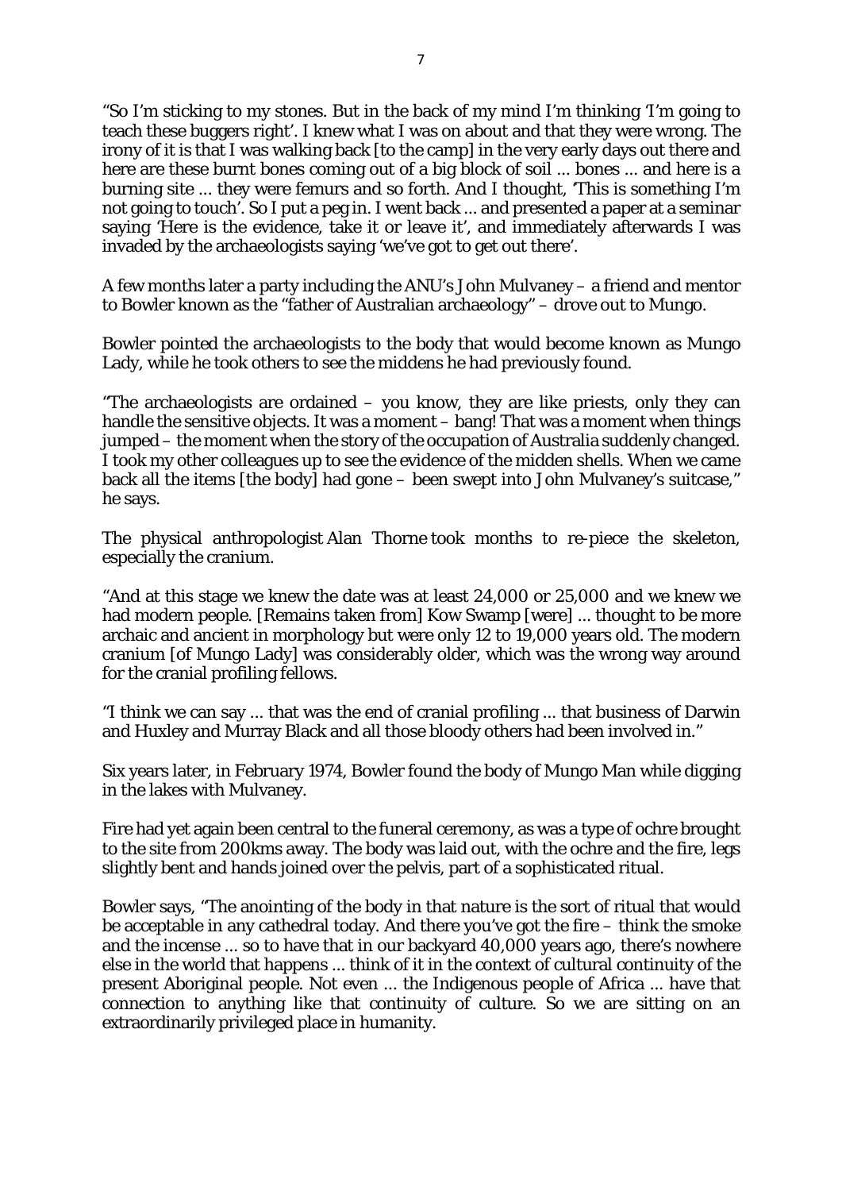"So I'm sticking to my stones. But in the back of my mind I'm thinking 'I'm going to teach these buggers right'. I knew what I was on about and that they were wrong. The irony of it is that I was walking back [to the camp] in the very early days out there and here are these burnt bones coming out of a big block of soil ... bones ... and here is a burning site ... they were femurs and so forth. And I thought, 'This is something I'm not going to touch'. So I put a peg in. I went back ... and presented a paper at a seminar saying 'Here is the evidence, take it or leave it', and immediately afterwards I was invaded by the archaeologists saying 'we've got to get out there'.

A few months later a party including the ANU's John Mulvaney – a friend and mentor to Bowler known as the "father of Australian archaeology" – drove out to Mungo.

Bowler pointed the archaeologists to the body that would become known as Mungo Lady, while he took others to see the middens he had previously found.

"The archaeologists are ordained – you know, they are like priests, only they can handle the sensitive objects. It was a moment – bang! That was a moment when things jumped – the moment when the story of the occupation of Australia suddenly changed. I took my other colleagues up to see the evidence of the midden shells. When we came back all the items [the body] had gone – been swept into John Mulvaney's suitcase," he says.

The physical anthropologist Alan Thorne took months to re-piece the skeleton, especially the cranium.

"And at this stage we knew the date was at least 24,000 or 25,000 and we knew we had modern people. [Remains taken from] Kow Swamp [were] ... thought to be more archaic and ancient in morphology but were only 12 to 19,000 years old. The modern cranium [of Mungo Lady] was considerably older, which was the wrong way around for the cranial profiling fellows.

"I think we can say ... that was the end of cranial profiling ... that business of Darwin and Huxley and Murray Black and all those bloody others had been involved in."

Six years later, in February 1974, Bowler found the body of Mungo Man while digging in the lakes with Mulvaney.

Fire had yet again been central to the funeral ceremony, as was a type of ochre brought to the site from 200kms away. The body was laid out, with the ochre and the fire, legs slightly bent and hands joined over the pelvis, part of a sophisticated ritual.

Bowler says, "The anointing of the body in that nature is the sort of ritual that would be acceptable in any cathedral today. And there you've got the fire – think the smoke and the incense ... so to have that in our backyard 40,000 years ago, there's nowhere else in the world that happens ... think of it in the context of cultural continuity of the present Aboriginal people. Not even ... the Indigenous people of Africa ... have that connection to anything like that continuity of culture. So we are sitting on an extraordinarily privileged place in humanity.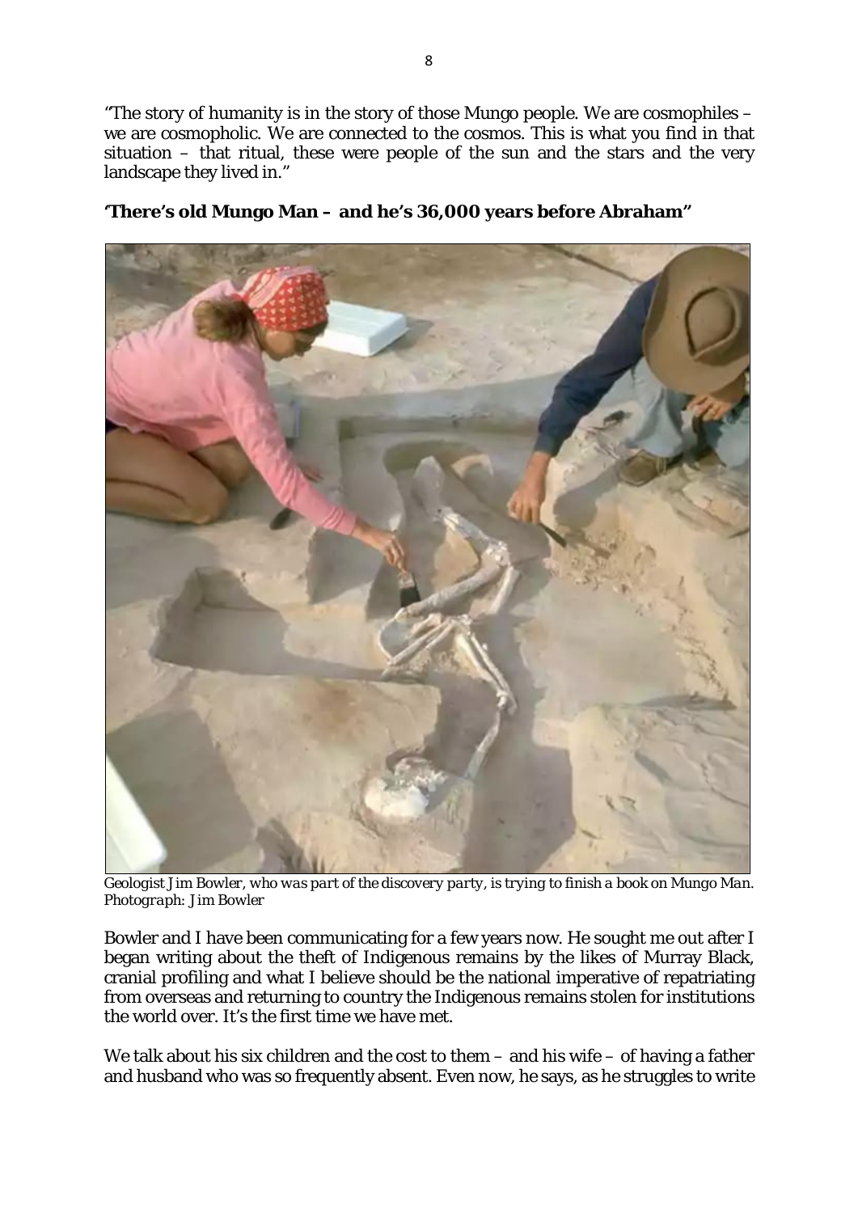"The story of humanity is in the story of those Mungo people. We are cosmophiles – we are cosmopholic. We are connected to the cosmos. This is what you find in that situation – that ritual, these were people of the sun and the stars and the very landscape they lived in."

**'There's old Mungo Man – and he's 36,000 years before Abraham"**

*Geologist Jim Bowler, who was part of the discovery party, is trying to finish a book on Mungo Man. Photograph: Jim Bowler*

Bowler and I have been communicating for a few years now. He sought me out after I began writing about the theft of Indigenous remains by the likes of Murray Black, cranial profiling and what I believe should be the national imperative of repatriating from overseas and returning to country the Indigenous remains stolen for institutions the world over. It's the first time we have met.

We talk about his six children and the cost to them – and his wife – of having a father and husband who was so frequently absent. Even now, he says, as he struggles to write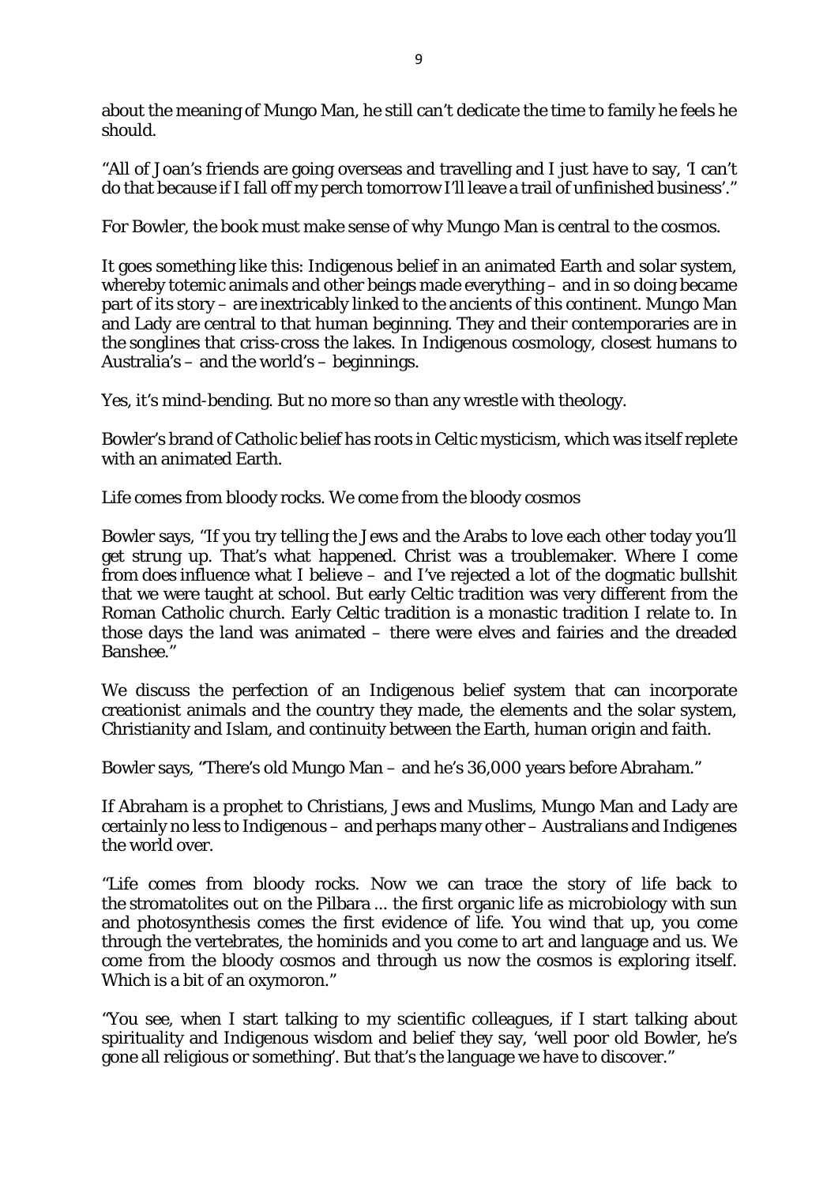about the meaning of Mungo Man, he still can't dedicate the time to family he feels he should.

"All of Joan's friends are going overseas and travelling and I just have to say, 'I can't do that because if I fall off my perch tomorrow I'll leave a trail of unfinished business'."

For Bowler, the book must make sense of why Mungo Man is central to the cosmos.

It goes something like this: Indigenous belief in an animated Earth and solar system, whereby totemic animals and other beings made everything – and in so doing became part of its story – are inextricably linked to the ancients of this continent. Mungo Man and Lady are central to that human beginning. They and their contemporaries are in the songlines that criss-cross the lakes. In Indigenous cosmology, closest humans to Australia's – and the world's – beginnings.

Yes, it's mind-bending. But no more so than any wrestle with theology.

Bowler's brand of Catholic belief has roots in Celtic mysticism, which was itself replete with an animated Earth.

Life comes from bloody rocks. We come from the bloody cosmos

Bowler says, "If you try telling the Jews and the Arabs to love each other today you'll get strung up. That's what happened. Christ was a troublemaker. Where I come from does influence what I believe – and I've rejected a lot of the dogmatic bullshit that we were taught at school. But early Celtic tradition was very different from the Roman Catholic church. Early Celtic tradition is a monastic tradition I relate to. In those days the land was animated – there were elves and fairies and the dreaded Banshee."

We discuss the perfection of an Indigenous belief system that can incorporate creationist animals and the country they made, the elements and the solar system, Christianity and Islam, and continuity between the Earth, human origin and faith.

Bowler says, "There's old Mungo Man – and he's 36,000 years before Abraham."

If Abraham is a prophet to Christians, Jews and Muslims, Mungo Man and Lady are certainly no less to Indigenous – and perhaps many other – Australians and Indigenes the world over.

"Life comes from bloody rocks. Now we can trace the story of life back to the stromatolites out on the Pilbara ... the first organic life as microbiology with sun and photosynthesis comes the first evidence of life. You wind that up, you come through the vertebrates, the hominids and you come to art and language and us. We come from the bloody cosmos and through us now the cosmos is exploring itself. Which is a bit of an oxymoron."

"You see, when I start talking to my scientific colleagues, if I start talking about spirituality and Indigenous wisdom and belief they say, 'well poor old Bowler, he's gone all religious or something'. But that's the language we have to discover."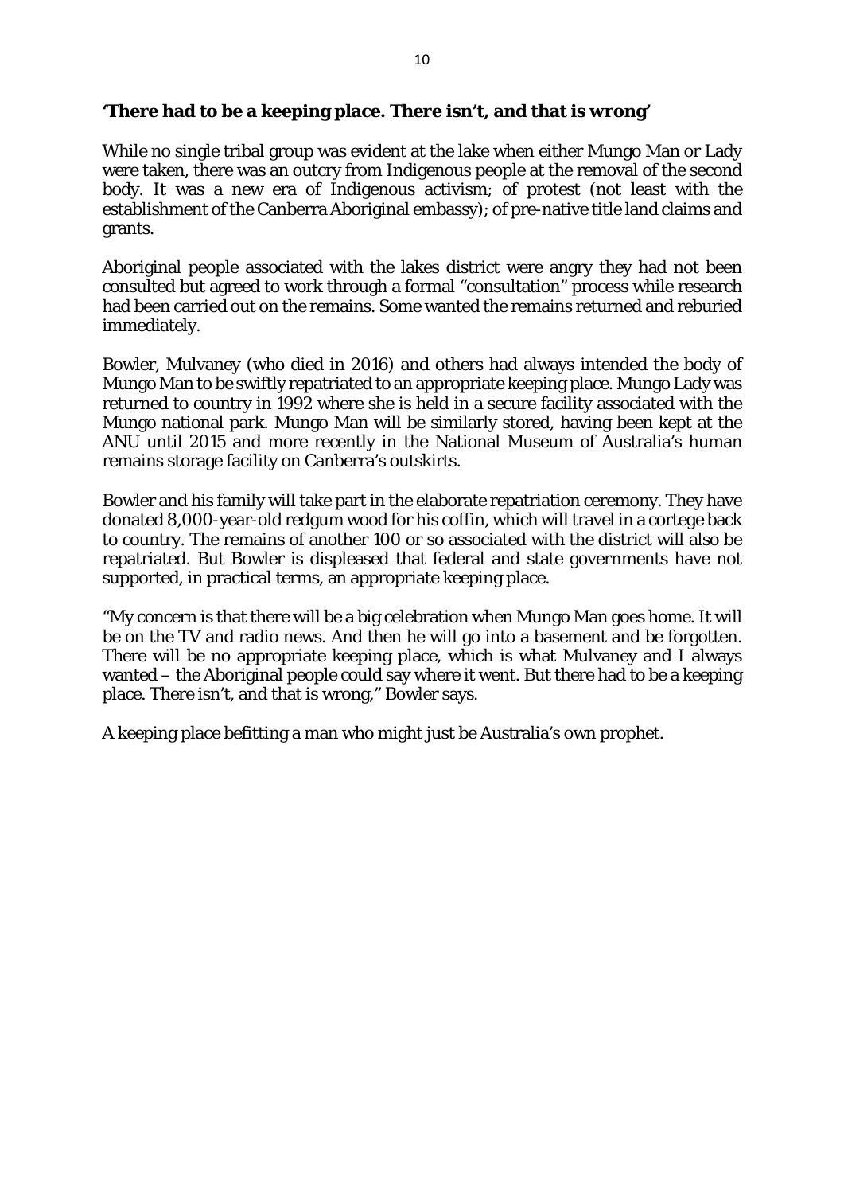## 'There had to be a keeping place. There isn't, and that is wrong'

While no single tribal group was evident at the lake when either Mungo Man or Lady were taken, there was an outcry from Indigenous people at the removal of the second body. It was a new era of Indigenous activism; of protest (not least with the establishment of the Canberra Aboriginal embassy); of pre-native title land claims and grants.

Aboriginal people associated with the lakes district were angry they had not been consulted but agreed to work through a formal "consultation" process while research had been carried out on the remains. Some wanted the remains returned and reburied immediately.

Bowler, Mulvaney (who died in 2016) and others had always intended the body of Mungo Man to be swiftly repatriated to an appropriate keeping place. Mungo Lady was returned to country in 1992 where she is held in a secure facility associated with the Mungo national park. Mungo Man will be similarly stored, having been kept at the ANU until 2015 and more recently in the National Museum of Australia's human remains storage facility on Canberra's outskirts.

Bowler and his family will take part in the elaborate repatriation ceremony. They have donated 8,000-year-old redgum wood for his coffin, which will travel in a cortege back to country. The remains of another 100 or so associated with the district will also be repatriated. But Bowler is displeased that federal and state governments have not supported, in practical terms, an appropriate keeping place.

"My concern is that there will be a big celebration when Mungo Man goes home. It will be on the TV and radio news. And then he will go into a basement and be forgotten. There will be no appropriate keeping place, which is what Mulvaney and I always wanted – the Aboriginal people could say where it went. But there had to be a keeping place. There isn't, and that is wrong," Bowler says.

A keeping place befitting a man who might just be Australia's own prophet.